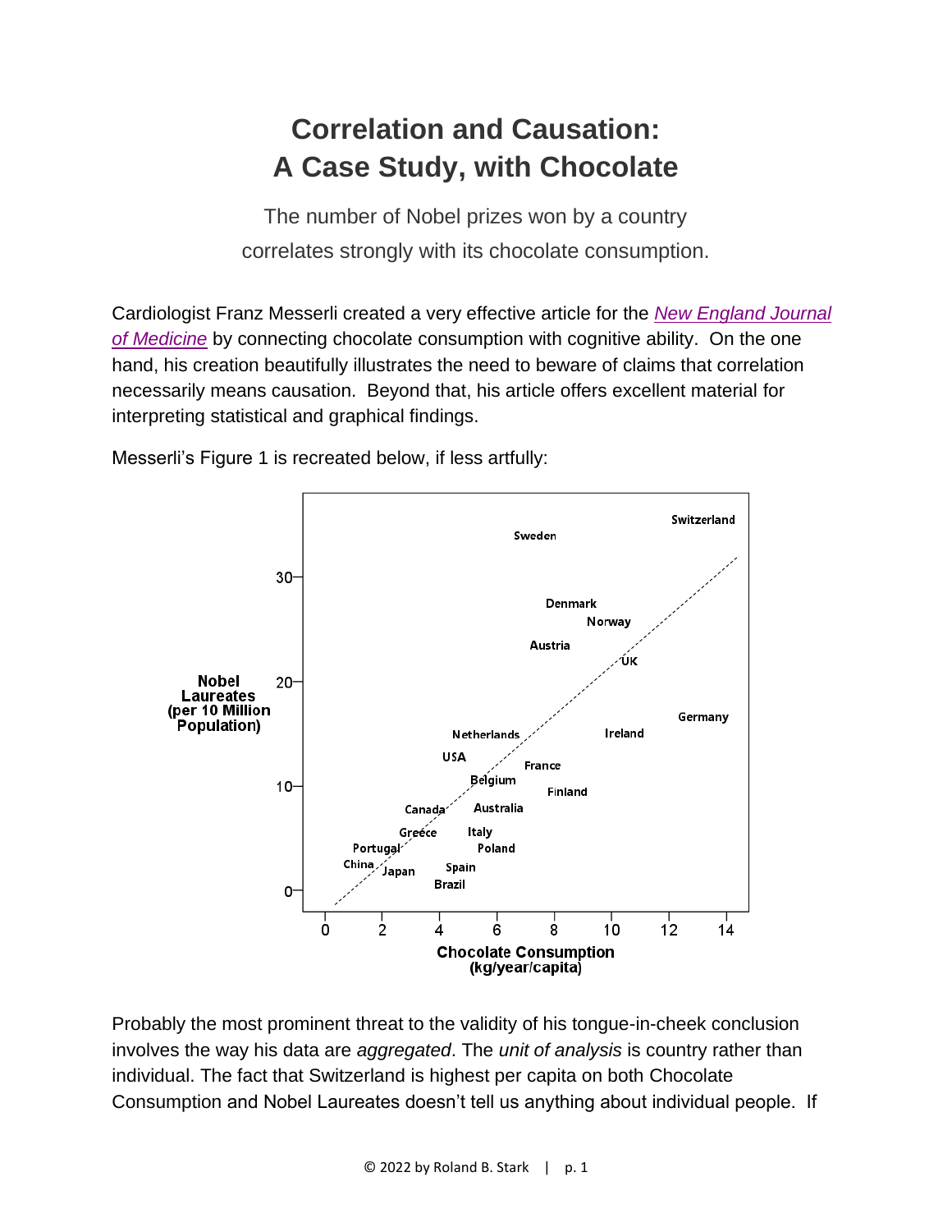# Correlation and Causation: A Case Study, with Chocolate

The number of Nobel prizes won by a country correlates strongly with its chocolate consumption.

Cardiologist Franz Messerli created a very effective article for the [New England Journal of Medicine]() by connecting chocolate consumption with cognitive ability. On the one hand, his creation beautifully illustrates the need to beware of claims that correlation necessarily means causation. Beyond that, his article offers excellent material for interpreting statistical and graphical findings.

Messerli's Figure 1 is recreated below, if less artfully:

Probably the most prominent threat to the validity of his tongue-in-cheek conclusion involves the way his data are *aggregated*. The *unit of analysis* is country rather than individual. The fact that Switzerland is highest per capita on both Chocolate Consumption and Nobel Laureates doesn't tell us anything about individual people. If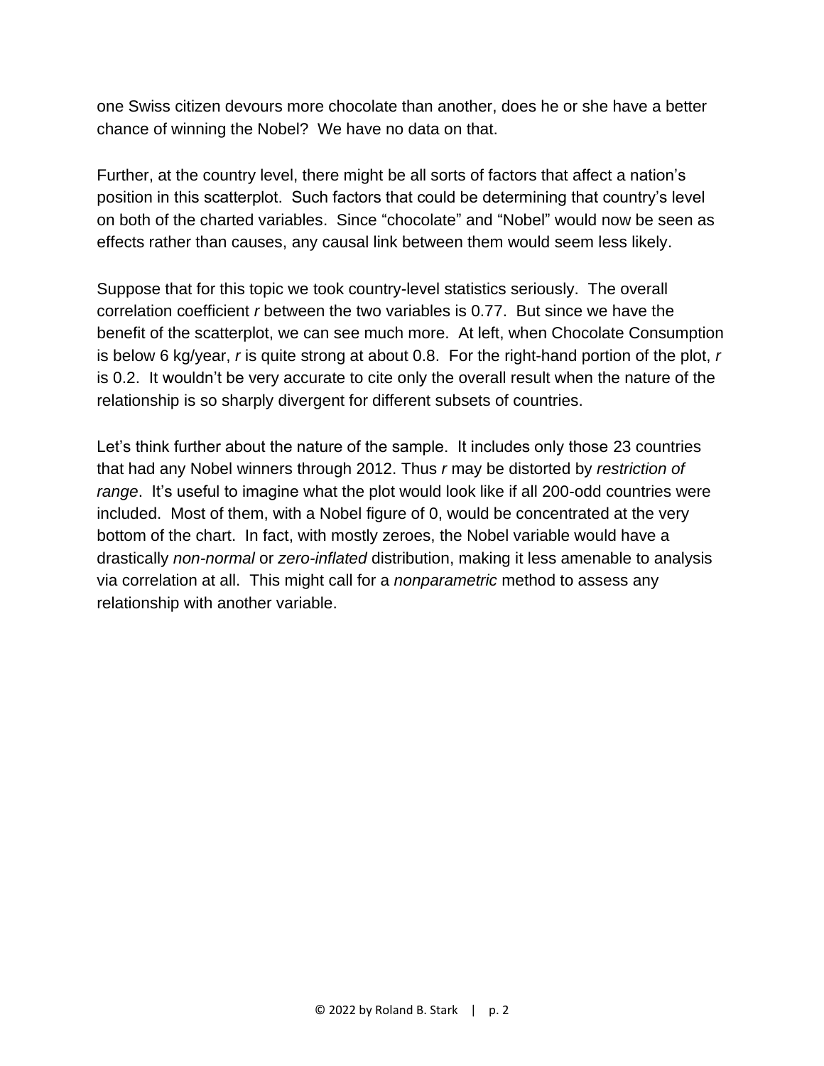one Swiss citizen devours more chocolate than another, does he or she have a better chance of winning the Nobel? We have no data on that.

Further, at the country level, there might be all sorts of factors that affect a nation's position in this scatterplot. Such factors that could be determining that country's level on both of the charted variables. Since "chocolate" and "Nobel" would now be seen as effects rather than causes, any causal link between them would seem less likely.

Suppose that for this topic we took country-level statistics seriously. The overall correlation coefficient $r$ between the two variables is 0.77. But since we have the benefit of the scatterplot, we can see much more. At left, when Chocolate Consumption is below 6 kg/year, $r$ is quite strong at about 0.8. For the right-hand portion of the plot, $r$ is 0.2. It wouldn't be very accurate to cite only the overall result when the nature of the relationship is so sharply divergent for different subsets of countries.

Let's think further about the nature of the sample. It includes only those 23 countries that had any Nobel winners through 2012. Thus $r$ may be distorted by *restriction of range*. It's useful to imagine what the plot would look like if all 200-odd countries were included. Most of them, with a Nobel figure of 0, would be concentrated at the very bottom of the chart. In fact, with mostly zeroes, the Nobel variable would have a drastically *non-normal* or *zero-inflated* distribution, making it less amenable to analysis via correlation at all. This might call for a *nonparametric* method to assess any relationship with another variable.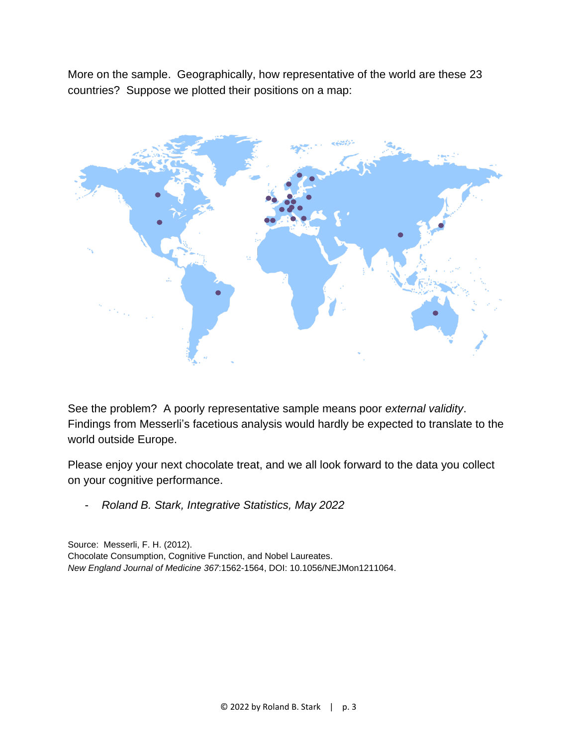More on the sample. Geographically, how representative of the world are these 23 countries? Suppose we plotted their positions on a map:

See the problem? A poorly representative sample means poor *external validity*. Findings from Messerli's facetious analysis would hardly be expected to translate to the world outside Europe.

Please enjoy your next chocolate treat, and we all look forward to the data you collect on your cognitive performance.

- *Roland B. Stark, Integrative Statistics, May 2022*

Source: Messerli, F. H. (2012).
Chocolate Consumption, Cognitive Function, and Nobel Laureates.
*New England Journal of Medicine 367*:1562-1564, DOI: 10.1056/NEJMon1211064.